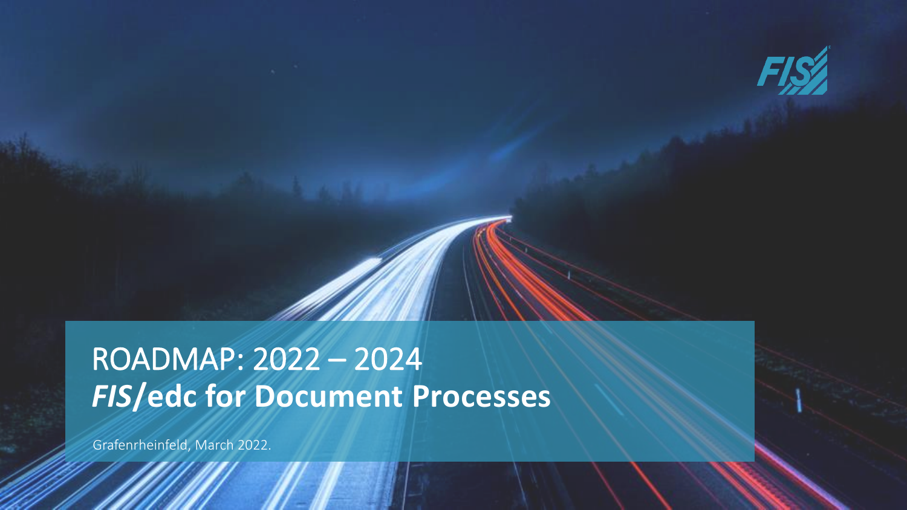# ROADMAP: 2022 – 2024
# *FIS*/edc for Document Processes

Grafenrheinfeld, March 2022.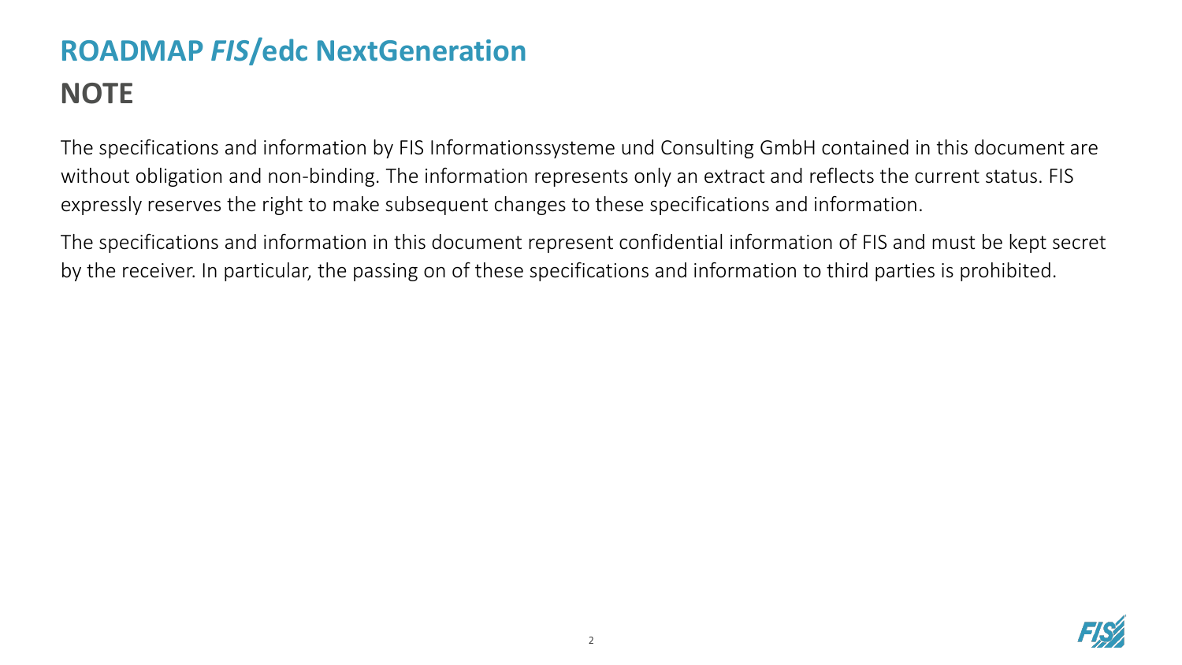# ROADMAP *FIS*/edc NextGeneration

## NOTE

The specifications and information by FIS Informationssysteme und Consulting GmbH contained in this document are without obligation and non-binding. The information represents only an extract and reflects the current status. FIS expressly reserves the right to make subsequent changes to these specifications and information.

The specifications and information in this document represent confidential information of FIS and must be kept secret by the receiver. In particular, the passing on of these specifications and information to third parties is prohibited.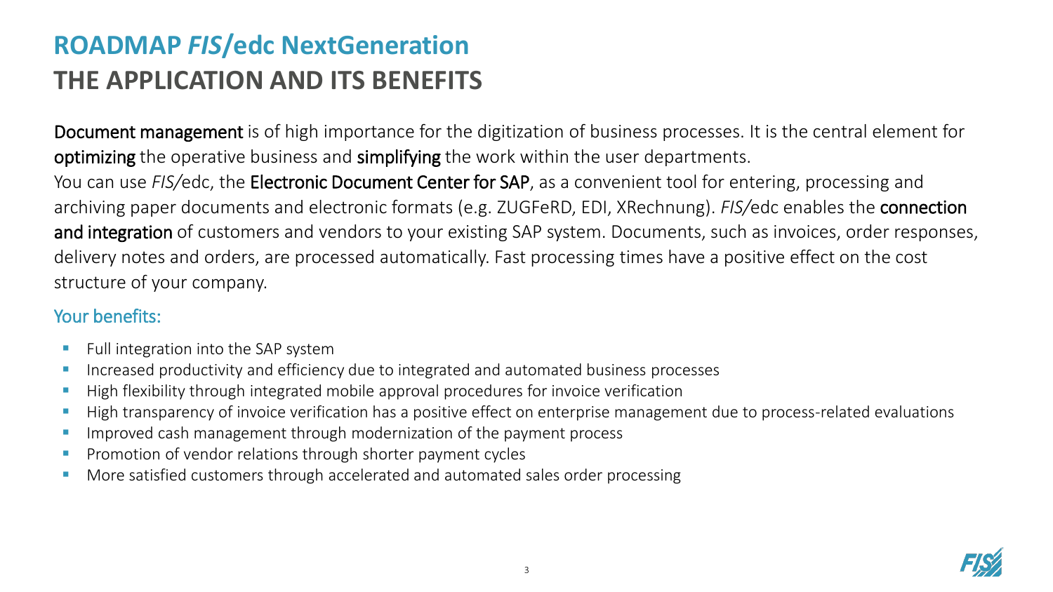# ROADMAP *FIS*/edc NextGeneration
## THE APPLICATION AND ITS BENEFITS

**Document management** is of high importance for the digitization of business processes. It is the central element for **optimizing** the operative business and **simplifying** the work within the user departments.
You can use *FIS/*edc, the **Electronic Document Center for SAP**, as a convenient tool for entering, processing and archiving paper documents and electronic formats (e.g. ZUGFeRD, EDI, XRechnung). *FIS/*edc enables the **connection and integration** of customers and vendors to your existing SAP system. Documents, such as invoices, order responses, delivery notes and orders, are processed automatically. Fast processing times have a positive effect on the cost structure of your company.

### Your benefits:

- Full integration into the SAP system
- Increased productivity and efficiency due to integrated and automated business processes
- High flexibility through integrated mobile approval procedures for invoice verification
- High transparency of invoice verification has a positive effect on enterprise management due to process-related evaluations
- Improved cash management through modernization of the payment process
- Promotion of vendor relations through shorter payment cycles
- More satisfied customers through accelerated and automated sales order processing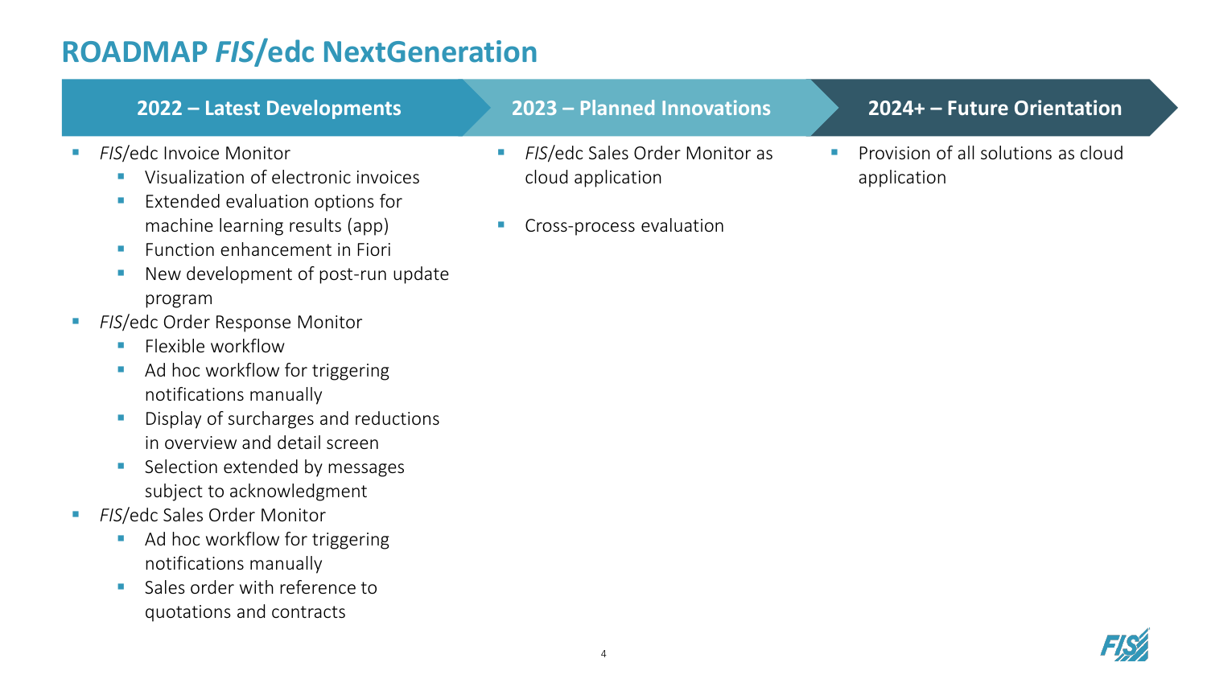# ROADMAP *FIS*/edc NextGeneration

## 2022 – Latest Developments

- *FIS*/edc Invoice Monitor
  - Visualization of electronic invoices
  - Extended evaluation options for machine learning results (app)
  - Function enhancement in Fiori
  - New development of post-run update program
- *FIS*/edc Order Response Monitor
  - Flexible workflow
  - Ad hoc workflow for triggering notifications manually
  - Display of surcharges and reductions in overview and detail screen
  - Selection extended by messages subject to acknowledgment
- *FIS*/edc Sales Order Monitor
  - Ad hoc workflow for triggering notifications manually
  - Sales order with reference to quotations and contracts

## 2023 – Planned Innovations

- *FIS*/edc Sales Order Monitor as cloud application
- Cross-process evaluation

## 2024+ – Future Orientation

- Provision of all solutions as cloud application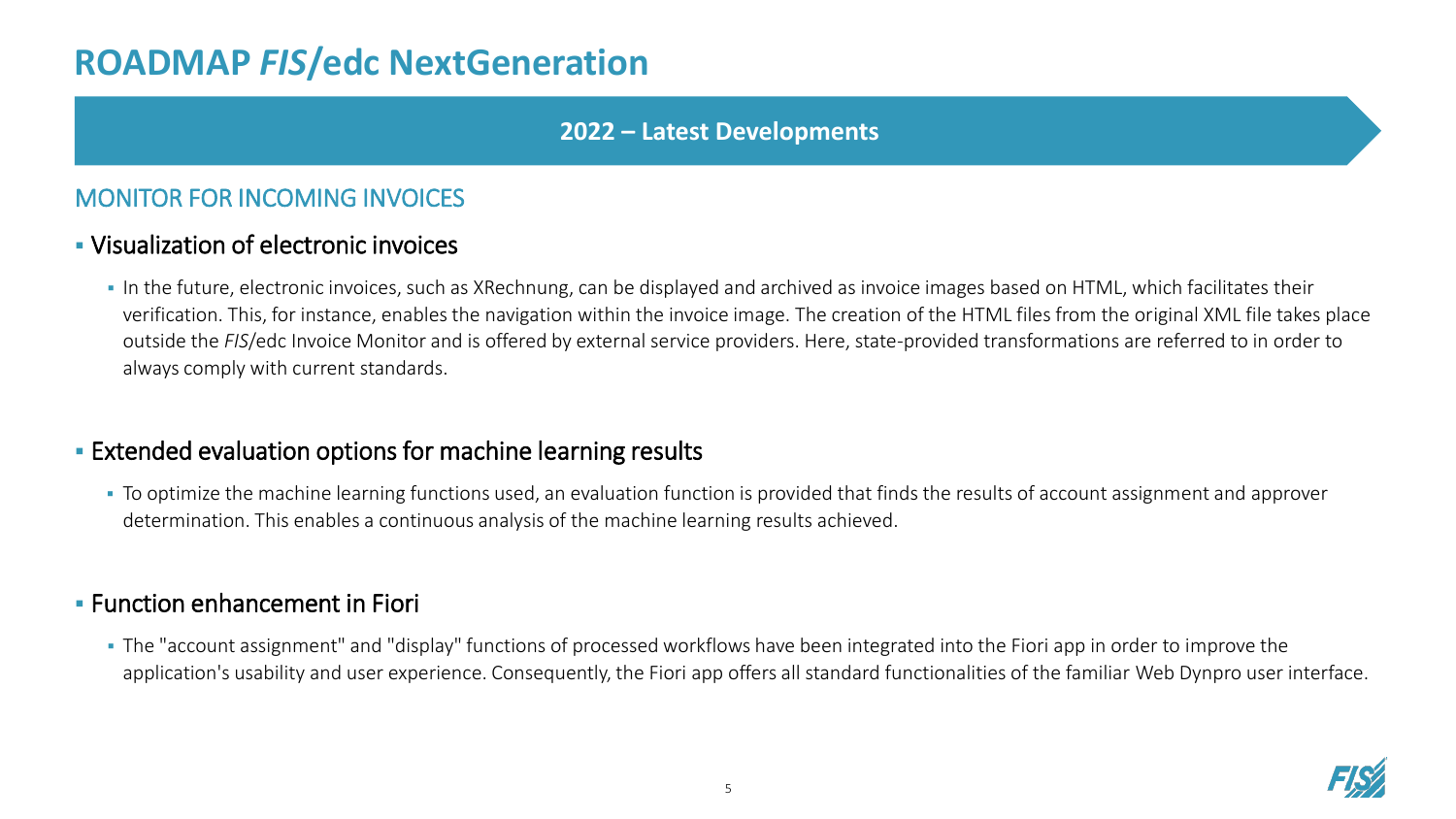# ROADMAP *FIS*/edc NextGeneration

**2022 – Latest Developments**

## MONITOR FOR INCOMING INVOICES

- Visualization of electronic invoices
  - In the future, electronic invoices, such as XRechnung, can be displayed and archived as invoice images based on HTML, which facilitates their verification. This, for instance, enables the navigation within the invoice image. The creation of the HTML files from the original XML file takes place outside the *FIS*/edc Invoice Monitor and is offered by external service providers. Here, state-provided transformations are referred to in order to always comply with current standards.

- Extended evaluation options for machine learning results
  - To optimize the machine learning functions used, an evaluation function is provided that finds the results of account assignment and approver determination. This enables a continuous analysis of the machine learning results achieved.

- Function enhancement in Fiori
  - The "account assignment" and "display" functions of processed workflows have been integrated into the Fiori app in order to improve the application's usability and user experience. Consequently, the Fiori app offers all standard functionalities of the familiar Web Dynpro user interface.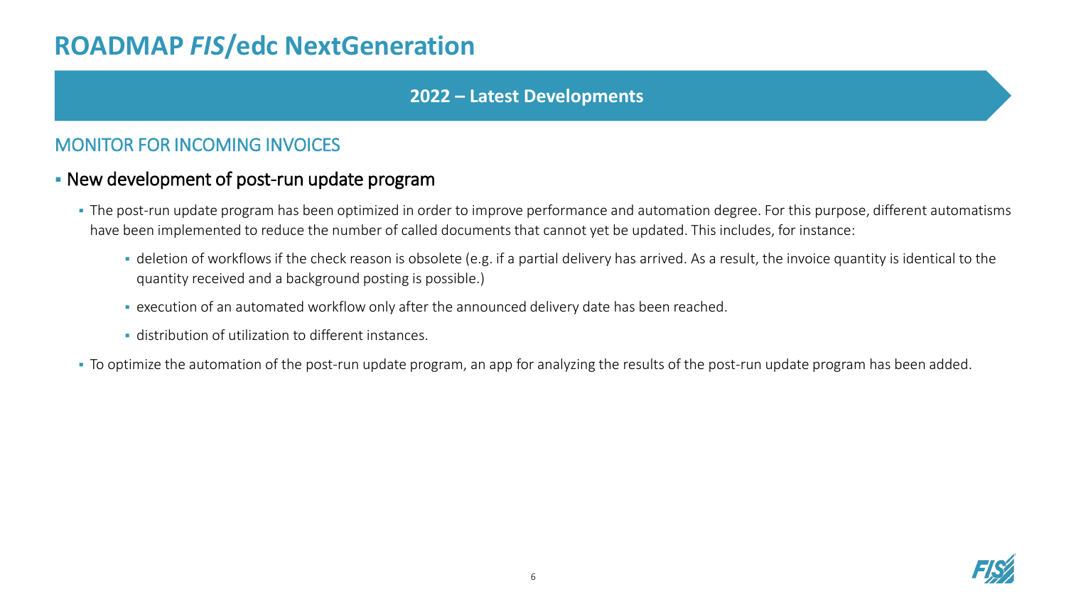# ROADMAP *FIS*/edc NextGeneration

**2022 – Latest Developments**

## MONITOR FOR INCOMING INVOICES

- New development of post-run update program
  - The post-run update program has been optimized in order to improve performance and automation degree. For this purpose, different automatisms have been implemented to reduce the number of called documents that cannot yet be updated. This includes, for instance:
    - deletion of workflows if the check reason is obsolete (e.g. if a partial delivery has arrived. As a result, the invoice quantity is identical to the quantity received and a background posting is possible.)
    - execution of an automated workflow only after the announced delivery date has been reached.
    - distribution of utilization to different instances.
  - To optimize the automation of the post-run update program, an app for analyzing the results of the post-run update program has been added.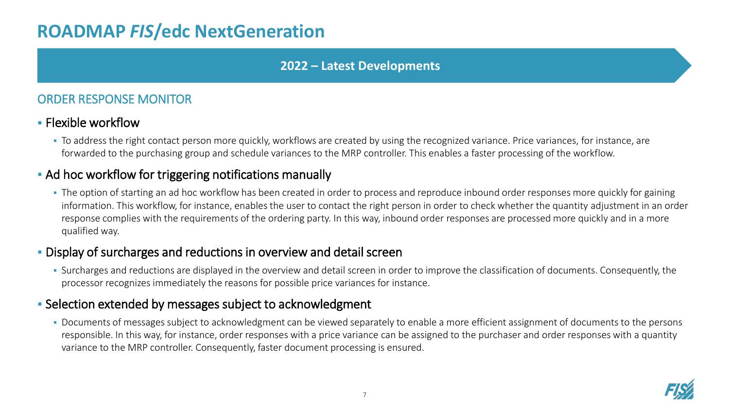# ROADMAP *FIS*/edc NextGeneration

**2022 – Latest Developments**

## ORDER RESPONSE MONITOR

- Flexible workflow
  - To address the right contact person more quickly, workflows are created by using the recognized variance. Price variances, for instance, are forwarded to the purchasing group and schedule variances to the MRP controller. This enables a faster processing of the workflow.
- Ad hoc workflow for triggering notifications manually
  - The option of starting an ad hoc workflow has been created in order to process and reproduce inbound order responses more quickly for gaining information. This workflow, for instance, enables the user to contact the right person in order to check whether the quantity adjustment in an order response complies with the requirements of the ordering party. In this way, inbound order responses are processed more quickly and in a more qualified way.
- Display of surcharges and reductions in overview and detail screen
  - Surcharges and reductions are displayed in the overview and detail screen in order to improve the classification of documents. Consequently, the processor recognizes immediately the reasons for possible price variances for instance.
- Selection extended by messages subject to acknowledgment
  - Documents of messages subject to acknowledgment can be viewed separately to enable a more efficient assignment of documents to the persons responsible. In this way, for instance, order responses with a price variance can be assigned to the purchaser and order responses with a quantity variance to the MRP controller. Consequently, faster document processing is ensured.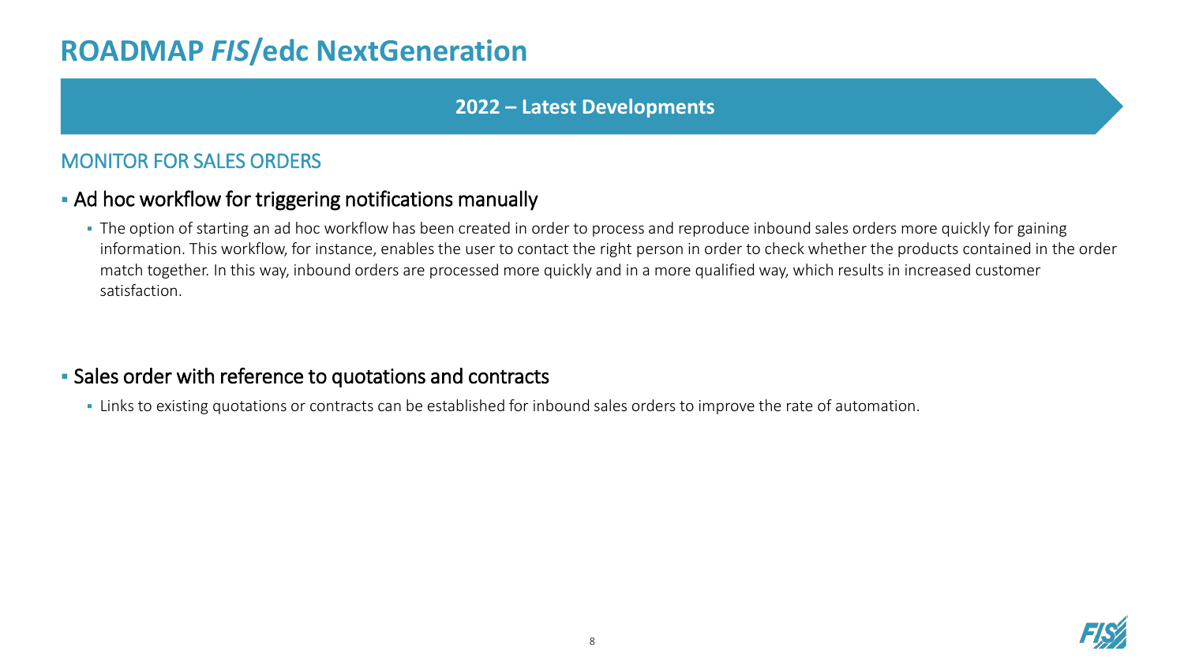# ROADMAP *FIS*/edc NextGeneration

**2022 – Latest Developments**

## MONITOR FOR SALES ORDERS

- Ad hoc workflow for triggering notifications manually
  - The option of starting an ad hoc workflow has been created in order to process and reproduce inbound sales orders more quickly for gaining information. This workflow, for instance, enables the user to contact the right person in order to check whether the products contained in the order match together. In this way, inbound orders are processed more quickly and in a more qualified way, which results in increased customer satisfaction.

- Sales order with reference to quotations and contracts
  - Links to existing quotations or contracts can be established for inbound sales orders to improve the rate of automation.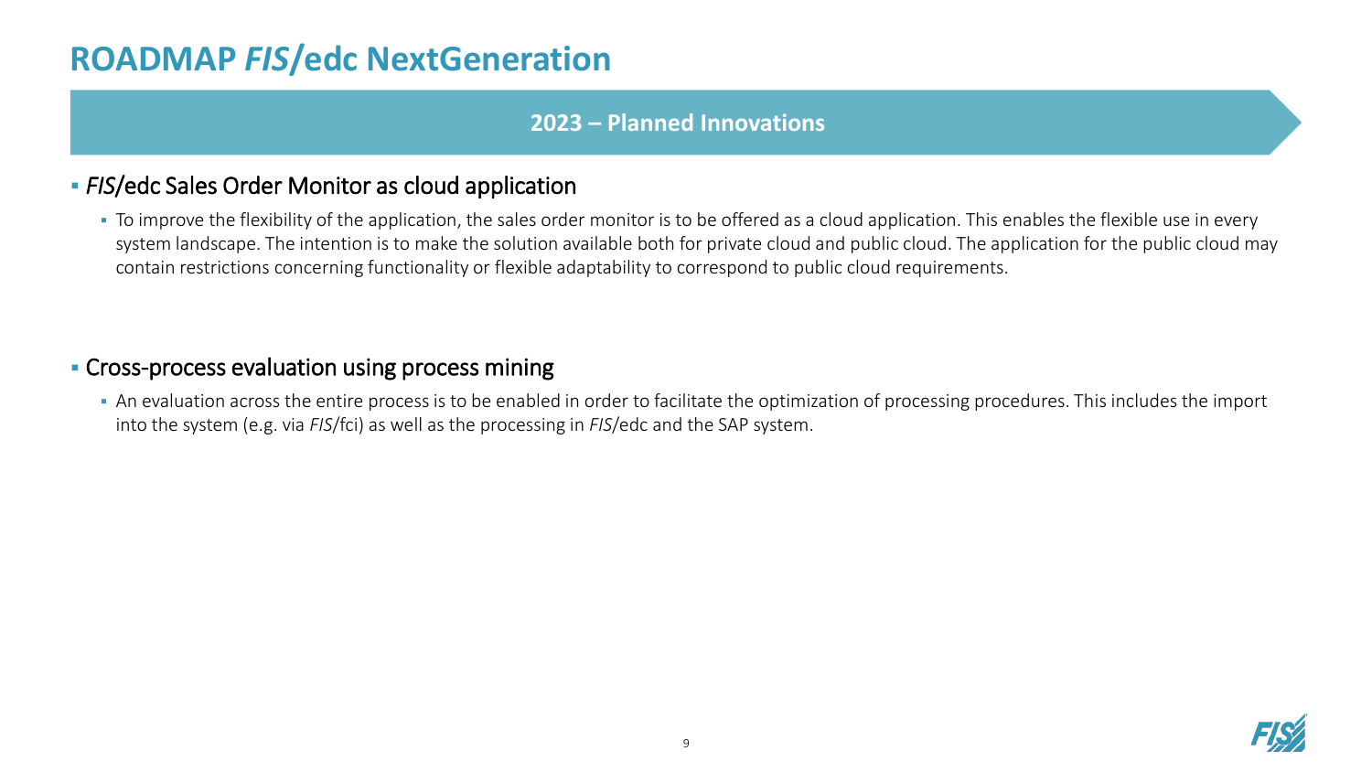# ROADMAP *FIS*/edc NextGeneration

## 2023 – Planned Innovations

- *FIS*/edc Sales Order Monitor as cloud application
  - To improve the flexibility of the application, the sales order monitor is to be offered as a cloud application. This enables the flexible use in every system landscape. The intention is to make the solution available both for private cloud and public cloud. The application for the public cloud may contain restrictions concerning functionality or flexible adaptability to correspond to public cloud requirements.

- Cross-process evaluation using process mining
  - An evaluation across the entire process is to be enabled in order to facilitate the optimization of processing procedures. This includes the import into the system (e.g. via *FIS*/fci) as well as the processing in *FIS*/edc and the SAP system.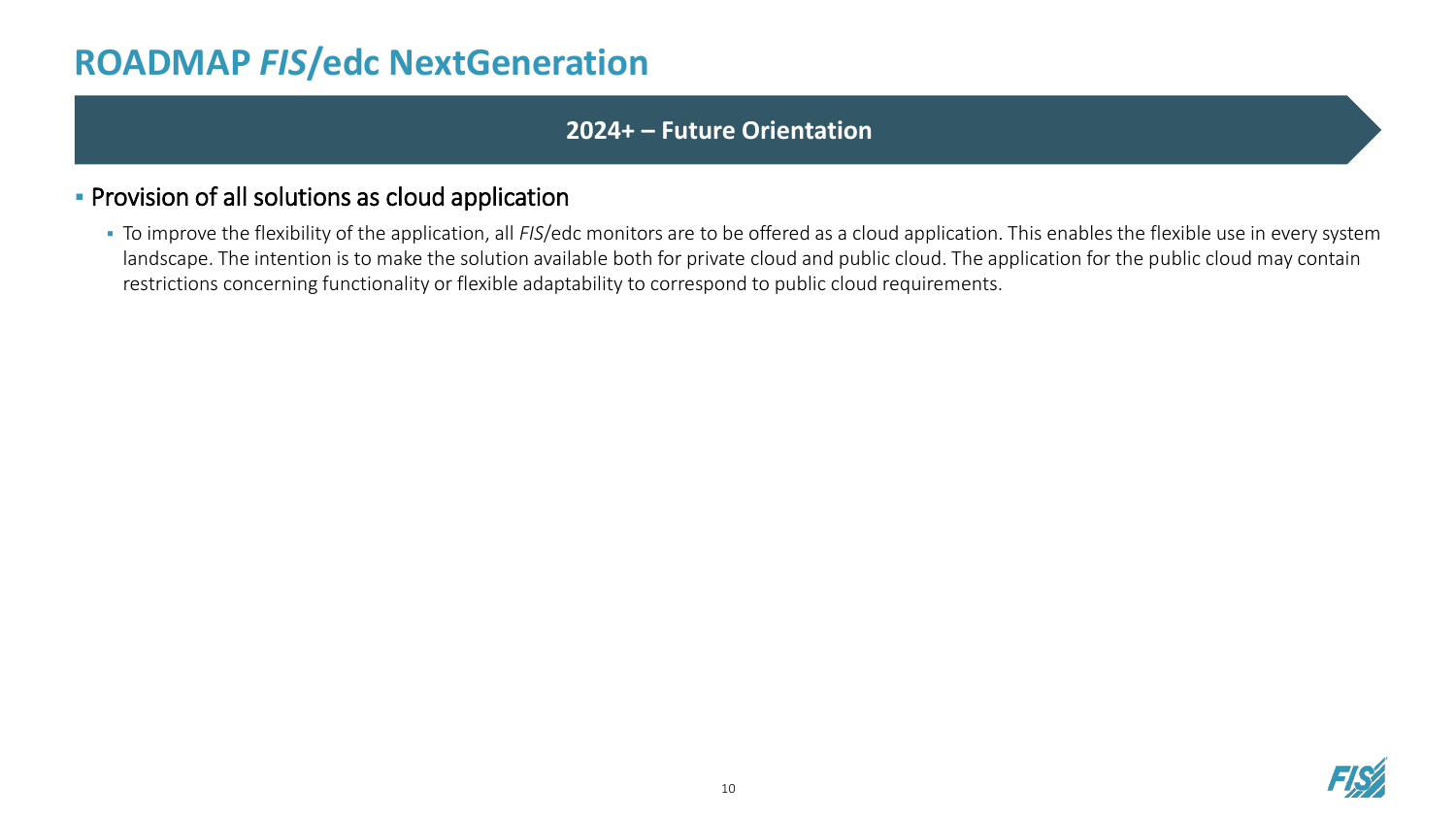# ROADMAP *FIS*/edc NextGeneration

## 2024+ – Future Orientation

- Provision of all solutions as cloud application
  - To improve the flexibility of the application, all *FIS*/edc monitors are to be offered as a cloud application. This enables the flexible use in every system landscape. The intention is to make the solution available both for private cloud and public cloud. The application for the public cloud may contain restrictions concerning functionality or flexible adaptability to correspond to public cloud requirements.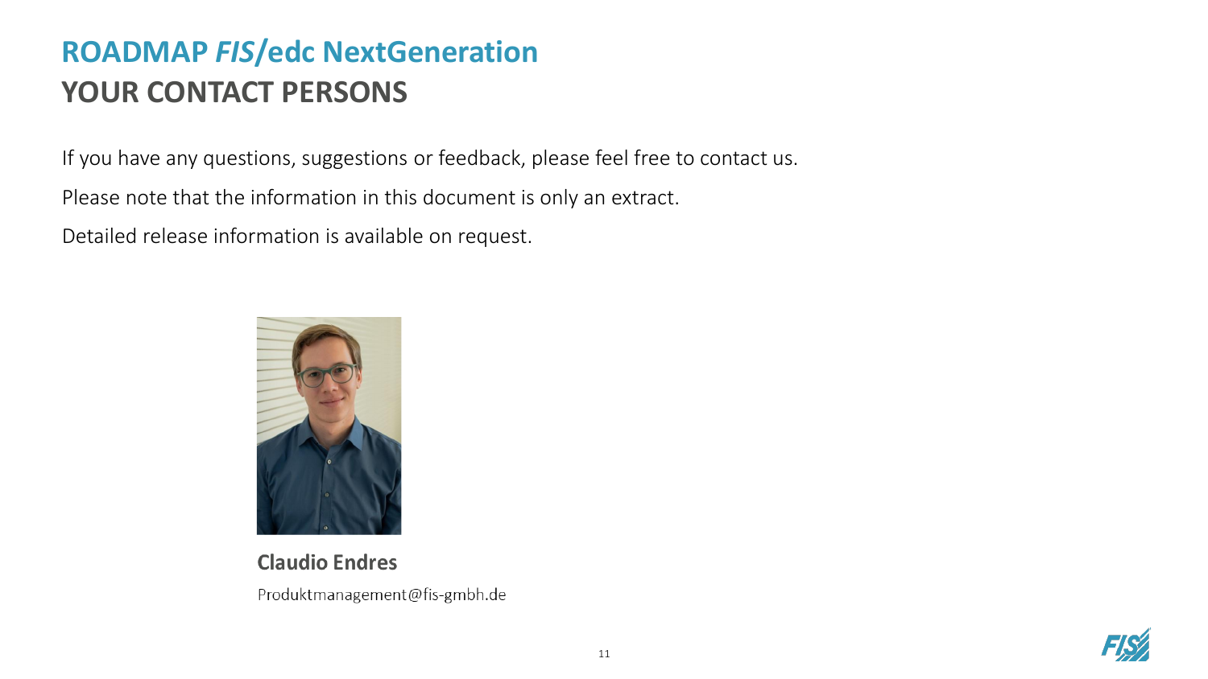# ROADMAP *FIS*/edc NextGeneration

## YOUR CONTACT PERSONS

If you have any questions, suggestions or feedback, please feel free to contact us.

Please note that the information in this document is only an extract.

Detailed release information is available on request.

**Claudio Endres**

Produktmanagement@fis-gmbh.de